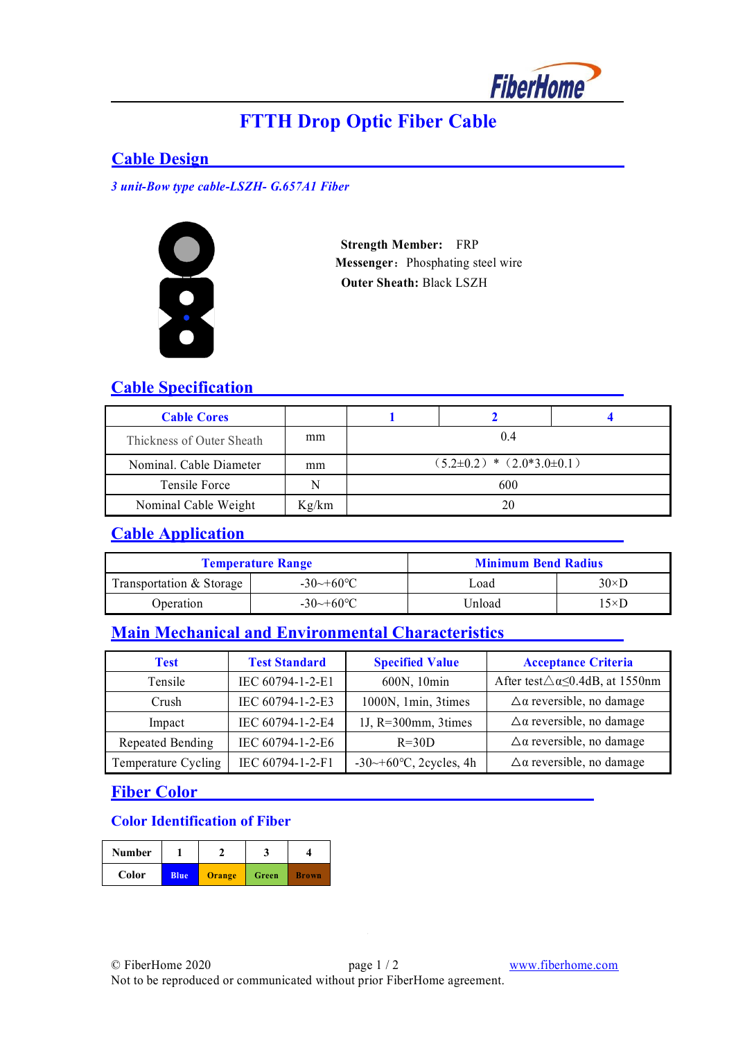# FTTH Drop Optic Fiber Cable

## Cable Design

*3 unit-Bow type cable-LSZH- G.657A1 Fiber*

**Strength Member:** FRP
**Messenger:** Phosphating steel wire
**Outer Sheath:** Black LSZH

## Cable Specification

| Cable Cores | | 1 | 2 | 4 |
|---|---|---|---|---|
| Thickness of Outer Sheath | mm | 0.4 | | |
| Nominal. Cable Diameter | mm | （5.2±0.2） * （2.0*3.0±0.1） | | |
| Tensile Force | N | 600 | | |
| Nominal Cable Weight | Kg/km | 20 | | |

## Cable Application

| Temperature Range | | Minimum Bend Radius | |
|---|---|---|---|
| Transportation & Storage | -30~+60°C | Load | 30×D |
| Operation | -30~+60°C | Unload | 15×D |

## Main Mechanical and Environmental Characteristics

| Test | Test Standard | Specified Value | Acceptance Criteria |
|---|---|---|---|
| Tensile | IEC 60794-1-2-E1 | 600N, 10min | After test△α≤0.4dB, at 1550nm |
| Crush | IEC 60794-1-2-E3 | 1000N, 1min, 3times | △α reversible, no damage |
| Impact | IEC 60794-1-2-E4 | 1J, R=300mm, 3times | △α reversible, no damage |
| Repeated Bending | IEC 60794-1-2-E6 | R=30D | △α reversible, no damage |
| Temperature Cycling | IEC 60794-1-2-F1 | -30~+60°C, 2cycles, 4h | △α reversible, no damage |

## Fiber Color

### Color Identification of Fiber

| Number | 1 | 2 | 3 | 4 |
|---|---|---|---|---|
| Color | Blue | Orange | Green | Brown |

© FiberHome 2020 www.fiberhome.com
Not to be reproduced or communicated without prior FiberHome agreement.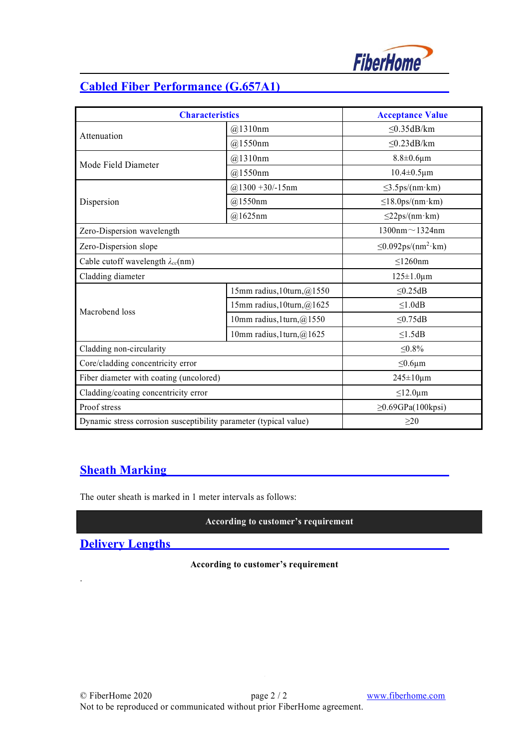## Cabled Fiber Performance (G.657A1)

| Characteristics | | Acceptance Value |
|---|---|---|
| Attenuation | @1310nm | ≤0.35dB/km |
| | @1550nm | ≤0.23dB/km |
| Mode Field Diameter | @1310nm | 8.8±0.6μm |
| | @1550nm | 10.4±0.5μm |
| Dispersion | @1300 +30/-15nm | ≤3.5ps/(nm·km) |
| | @1550nm | ≤18.0ps/(nm·km) |
| | @1625nm | ≤22ps/(nm·km) |
| Zero-Dispersion wavelength | | 1300nm～1324nm |
| Zero-Dispersion slope | | ≤0.092ps/(nm$^2$·km) |
| Cable cutoff wavelength $\lambda_{cc}$(nm) | | ≤1260nm |
| Cladding diameter | | 125±1.0μm |
| Macrobend loss | 15mm radius,10turn,@1550 | ≤0.25dB |
| | 15mm radius,10turn,@1625 | ≤1.0dB |
| | 10mm radius,1turn,@1550 | ≤0.75dB |
| | 10mm radius,1turn,@1625 | ≤1.5dB |
| Cladding non-circularity | | ≤0.8% |
| Core/cladding concentricity error | | ≤0.6μm |
| Fiber diameter with coating (uncolored) | | 245±10μm |
| Cladding/coating concentricity error | | ≤12.0μm |
| Proof stress | | ≥0.69GPa(100kpsi) |
| Dynamic stress corrosion susceptibility parameter (typical value) | | ≥20 |

## Sheath Marking

The outer sheath is marked in 1 meter intervals as follows:

**According to customer's requirement**

## Delivery Lengths

**According to customer's requirement**

© FiberHome 2020
Not to be reproduced or communicated without prior FiberHome agreement.
www.fiberhome.com